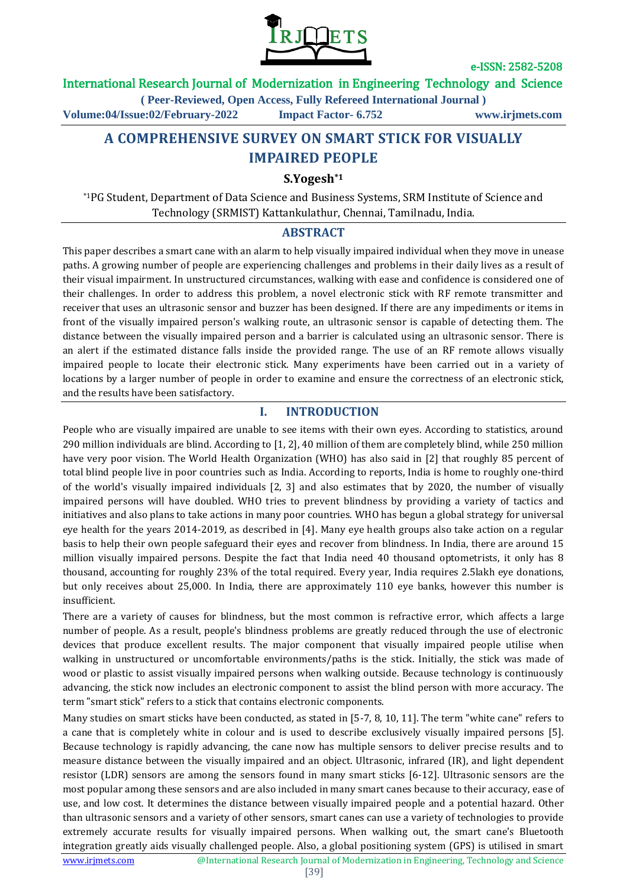# A COMPREHENSIVE SURVEY ON SMART STICK FOR VISUALLY IMPAIRED PEOPLE

**S.Yogesh*1**

*1PG Student, Department of Data Science and Business Systems, SRM Institute of Science and Technology (SRMIST) Kattankulathur, Chennai, Tamilnadu, India.

## ABSTRACT

This paper describes a smart cane with an alarm to help visually impaired individual when they move in unease paths. A growing number of people are experiencing challenges and problems in their daily lives as a result of their visual impairment. In unstructured circumstances, walking with ease and confidence is considered one of their challenges. In order to address this problem, a novel electronic stick with RF remote transmitter and receiver that uses an ultrasonic sensor and buzzer has been designed. If there are any impediments or items in front of the visually impaired person's walking route, an ultrasonic sensor is capable of detecting them. The distance between the visually impaired person and a barrier is calculated using an ultrasonic sensor. There is an alert if the estimated distance falls inside the provided range. The use of an RF remote allows visually impaired people to locate their electronic stick. Many experiments have been carried out in a variety of locations by a larger number of people in order to examine and ensure the correctness of an electronic stick, and the results have been satisfactory.

## I. INTRODUCTION

People who are visually impaired are unable to see items with their own eyes. According to statistics, around 290 million individuals are blind. According to [1, 2], 40 million of them are completely blind, while 250 million have very poor vision. The World Health Organization (WHO) has also said in [2] that roughly 85 percent of total blind people live in poor countries such as India. According to reports, India is home to roughly one-third of the world's visually impaired individuals [2, 3] and also estimates that by 2020, the number of visually impaired persons will have doubled. WHO tries to prevent blindness by providing a variety of tactics and initiatives and also plans to take actions in many poor countries. WHO has begun a global strategy for universal eye health for the years 2014-2019, as described in [4]. Many eye health groups also take action on a regular basis to help their own people safeguard their eyes and recover from blindness. In India, there are around 15 million visually impaired persons. Despite the fact that India need 40 thousand optometrists, it only has 8 thousand, accounting for roughly 23% of the total required. Every year, India requires 2.5lakh eye donations, but only receives about 25,000. In India, there are approximately 110 eye banks, however this number is insufficient.

There are a variety of causes for blindness, but the most common is refractive error, which affects a large number of people. As a result, people's blindness problems are greatly reduced through the use of electronic devices that produce excellent results. The major component that visually impaired people utilise when walking in unstructured or uncomfortable environments/paths is the stick. Initially, the stick was made of wood or plastic to assist visually impaired persons when walking outside. Because technology is continuously advancing, the stick now includes an electronic component to assist the blind person with more accuracy. The term "smart stick" refers to a stick that contains electronic components.

Many studies on smart sticks have been conducted, as stated in [5-7, 8, 10, 11]. The term "white cane" refers to a cane that is completely white in colour and is used to describe exclusively visually impaired persons [5]. Because technology is rapidly advancing, the cane now has multiple sensors to deliver precise results and to measure distance between the visually impaired and an object. Ultrasonic, infrared (IR), and light dependent resistor (LDR) sensors are among the sensors found in many smart sticks [6-12]. Ultrasonic sensors are the most popular among these sensors and are also included in many smart canes because to their accuracy, ease of use, and low cost. It determines the distance between visually impaired people and a potential hazard. Other than ultrasonic sensors and a variety of other sensors, smart canes can use a variety of technologies to provide extremely accurate results for visually impaired persons. When walking out, the smart cane's Bluetooth integration greatly aids visually challenged people. Also, a global positioning system (GPS) is utilised in smart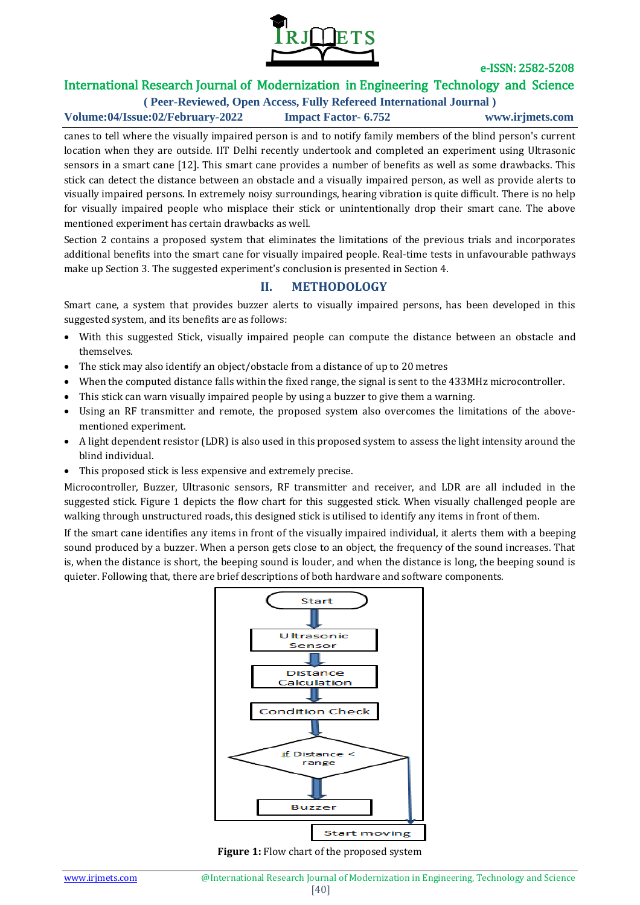canes to tell where the visually impaired person is and to notify family members of the blind person's current location when they are outside. IIT Delhi recently undertook and completed an experiment using Ultrasonic sensors in a smart cane [12]. This smart cane provides a number of benefits as well as some drawbacks. This stick can detect the distance between an obstacle and a visually impaired person, as well as provide alerts to visually impaired persons. In extremely noisy surroundings, hearing vibration is quite difficult. There is no help for visually impaired people who misplace their stick or unintentionally drop their smart cane. The above mentioned experiment has certain drawbacks as well.

Section 2 contains a proposed system that eliminates the limitations of the previous trials and incorporates additional benefits into the smart cane for visually impaired people. Real-time tests in unfavourable pathways make up Section 3. The suggested experiment's conclusion is presented in Section 4.

## II. METHODOLOGY

Smart cane, a system that provides buzzer alerts to visually impaired persons, has been developed in this suggested system, and its benefits are as follows:

- With this suggested Stick, visually impaired people can compute the distance between an obstacle and themselves.
- The stick may also identify an object/obstacle from a distance of up to 20 metres
- When the computed distance falls within the fixed range, the signal is sent to the 433MHz microcontroller.
- This stick can warn visually impaired people by using a buzzer to give them a warning.
- Using an RF transmitter and remote, the proposed system also overcomes the limitations of the above-mentioned experiment.
- A light dependent resistor (LDR) is also used in this proposed system to assess the light intensity around the blind individual.
- This proposed stick is less expensive and extremely precise.

Microcontroller, Buzzer, Ultrasonic sensors, RF transmitter and receiver, and LDR are all included in the suggested stick. Figure 1 depicts the flow chart for this suggested stick. When visually challenged people are walking through unstructured roads, this designed stick is utilised to identify any items in front of them.

If the smart cane identifies any items in front of the visually impaired individual, it alerts them with a beeping sound produced by a buzzer. When a person gets close to an object, the frequency of the sound increases. That is, when the distance is short, the beeping sound is louder, and when the distance is long, the beeping sound is quieter. Following that, there are brief descriptions of both hardware and software components.

Start → Ultrasonic Sensor → Distance Calculation → Condition Check → if Distance < range → Buzzer

Start moving

**Figure 1:** Flow chart of the proposed system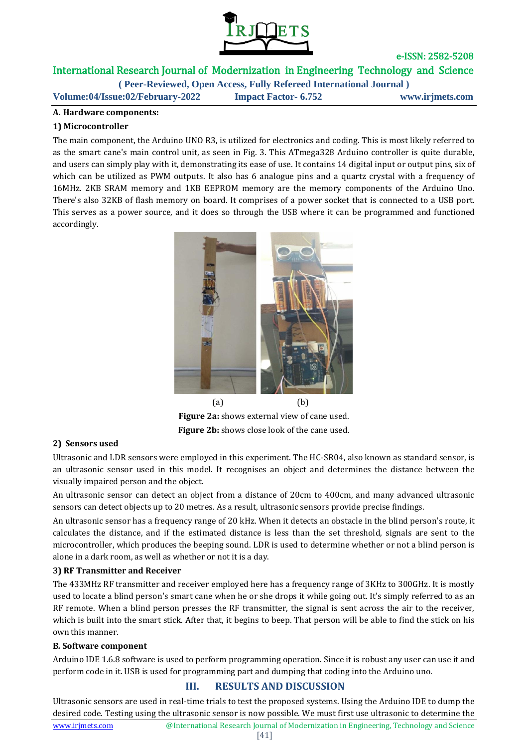**A. Hardware components:**

**1) Microcontroller**

The main component, the Arduino UNO R3, is utilized for electronics and coding. This is most likely referred to as the smart cane's main control unit, as seen in Fig. 3. This ATmega328 Arduino controller is quite durable, and users can simply play with it, demonstrating its ease of use. It contains 14 digital input or output pins, six of which can be utilized as PWM outputs. It also has 6 analogue pins and a quartz crystal with a frequency of 16MHz. 2KB SRAM memory and 1KB EEPROM memory are the memory components of the Arduino Uno. There's also 32KB of flash memory on board. It comprises of a power socket that is connected to a USB port. This serves as a power source, and it does so through the USB where it can be programmed and functioned accordingly.

(a) (b)

**Figure 2a:** shows external view of cane used.

**Figure 2b:** shows close look of the cane used.

**2) Sensors used**

Ultrasonic and LDR sensors were employed in this experiment. The HC-SR04, also known as standard sensor, is an ultrasonic sensor used in this model. It recognises an object and determines the distance between the visually impaired person and the object.

An ultrasonic sensor can detect an object from a distance of 20cm to 400cm, and many advanced ultrasonic sensors can detect objects up to 20 metres. As a result, ultrasonic sensors provide precise findings.

An ultrasonic sensor has a frequency range of 20 kHz. When it detects an obstacle in the blind person's route, it calculates the distance, and if the estimated distance is less than the set threshold, signals are sent to the microcontroller, which produces the beeping sound. LDR is used to determine whether or not a blind person is alone in a dark room, as well as whether or not it is a day.

**3) RF Transmitter and Receiver**

The 433MHz RF transmitter and receiver employed here has a frequency range of 3KHz to 300GHz. It is mostly used to locate a blind person's smart cane when he or she drops it while going out. It's simply referred to as an RF remote. When a blind person presses the RF transmitter, the signal is sent across the air to the receiver, which is built into the smart stick. After that, it begins to beep. That person will be able to find the stick on his own this manner.

**B. Software component**

Arduino IDE 1.6.8 software is used to perform programming operation. Since it is robust any user can use it and perform code in it. USB is used for programming part and dumping that coding into the Arduino uno.

## III. RESULTS AND DISCUSSION

Ultrasonic sensors are used in real-time trials to test the proposed systems. Using the Arduino IDE to dump the desired code. Testing using the ultrasonic sensor is now possible. We must first use ultrasonic to determine the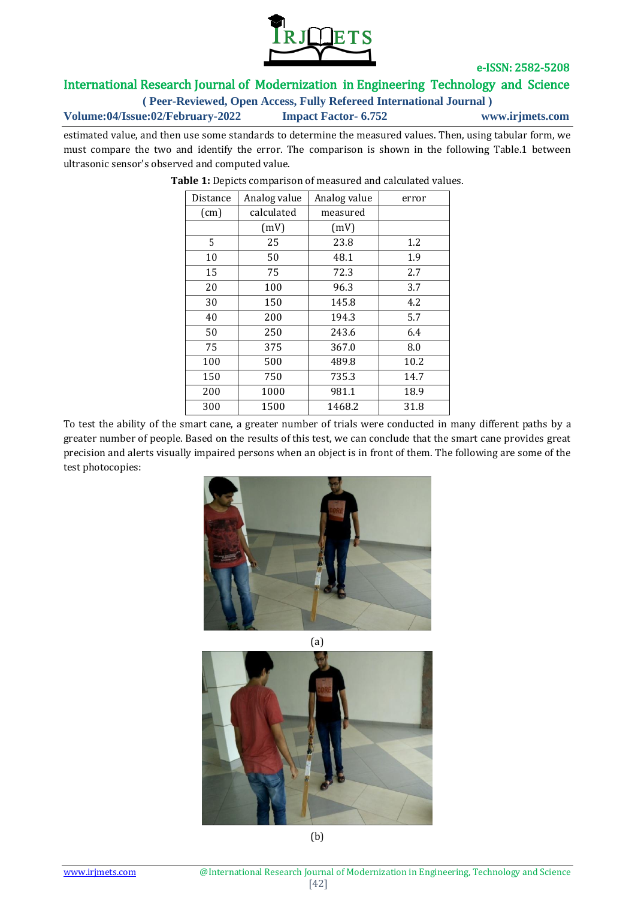estimated value, and then use some standards to determine the measured values. Then, using tabular form, we must compare the two and identify the error. The comparison is shown in the following Table.1 between ultrasonic sensor's observed and computed value.

**Table 1:** Depicts comparison of measured and calculated values.

| Distance (cm) | Analog value calculated (mV) | Analog value measured (mV) | error |
|---|---|---|---|
| 5 | 25 | 23.8 | 1.2 |
| 10 | 50 | 48.1 | 1.9 |
| 15 | 75 | 72.3 | 2.7 |
| 20 | 100 | 96.3 | 3.7 |
| 30 | 150 | 145.8 | 4.2 |
| 40 | 200 | 194.3 | 5.7 |
| 50 | 250 | 243.6 | 6.4 |
| 75 | 375 | 367.0 | 8.0 |
| 100 | 500 | 489.8 | 10.2 |
| 150 | 750 | 735.3 | 14.7 |
| 200 | 1000 | 981.1 | 18.9 |
| 300 | 1500 | 1468.2 | 31.8 |

To test the ability of the smart cane, a greater number of trials were conducted in many different paths by a greater number of people. Based on the results of this test, we can conclude that the smart cane provides great precision and alerts visually impaired persons when an object is in front of them. The following are some of the test photocopies:

(a)

(b)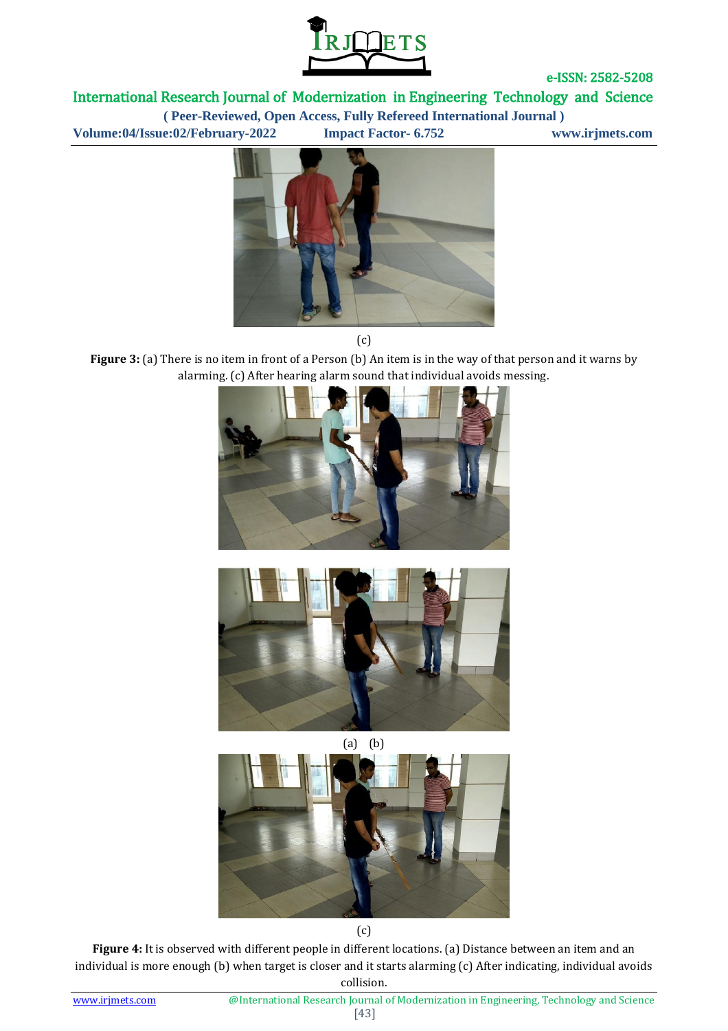(c)

**Figure 3:** (a) There is no item in front of a Person (b) An item is in the way of that person and it warns by alarming. (c) After hearing alarm sound that individual avoids messing.

(a) (b)

(c)

**Figure 4:** It is observed with different people in different locations. (a) Distance between an item and an individual is more enough (b) when target is closer and it starts alarming (c) After indicating, individual avoids collision.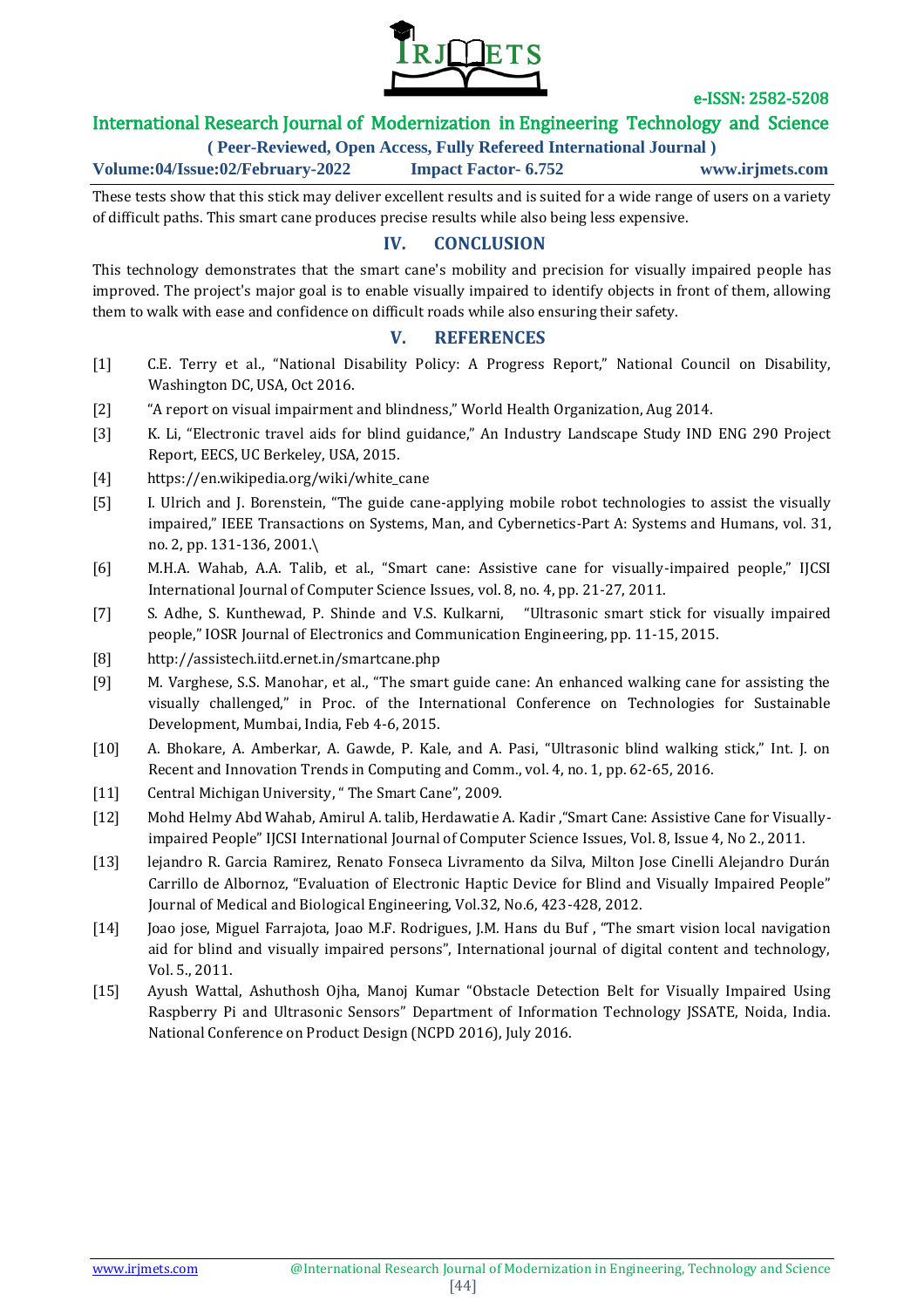These tests show that this stick may deliver excellent results and is suited for a wide range of users on a variety of difficult paths. This smart cane produces precise results while also being less expensive.

## IV. CONCLUSION

This technology demonstrates that the smart cane's mobility and precision for visually impaired people has improved. The project's major goal is to enable visually impaired to identify objects in front of them, allowing them to walk with ease and confidence on difficult roads while also ensuring their safety.

## V. REFERENCES

[1] C.E. Terry et al., "National Disability Policy: A Progress Report," National Council on Disability, Washington DC, USA, Oct 2016.

[2] "A report on visual impairment and blindness," World Health Organization, Aug 2014.

[3] K. Li, "Electronic travel aids for blind guidance," An Industry Landscape Study IND ENG 290 Project Report, EECS, UC Berkeley, USA, 2015.

[4] https://en.wikipedia.org/wiki/white_cane

[5] I. Ulrich and J. Borenstein, "The guide cane-applying mobile robot technologies to assist the visually impaired," IEEE Transactions on Systems, Man, and Cybernetics-Part A: Systems and Humans, vol. 31, no. 2, pp. 131-136, 2001.\

[6] M.H.A. Wahab, A.A. Talib, et al., "Smart cane: Assistive cane for visually-impaired people," IJCSI International Journal of Computer Science Issues, vol. 8, no. 4, pp. 21-27, 2011.

[7] S. Adhe, S. Kunthewad, P. Shinde and V.S. Kulkarni, "Ultrasonic smart stick for visually impaired people," IOSR Journal of Electronics and Communication Engineering, pp. 11-15, 2015.

[8] http://assistech.iitd.ernet.in/smartcane.php

[9] M. Varghese, S.S. Manohar, et al., "The smart guide cane: An enhanced walking cane for assisting the visually challenged," in Proc. of the International Conference on Technologies for Sustainable Development, Mumbai, India, Feb 4-6, 2015.

[10] A. Bhokare, A. Amberkar, A. Gawde, P. Kale, and A. Pasi, "Ultrasonic blind walking stick," Int. J. on Recent and Innovation Trends in Computing and Comm., vol. 4, no. 1, pp. 62-65, 2016.

[11] Central Michigan University, " The Smart Cane", 2009.

[12] Mohd Helmy Abd Wahab, Amirul A. talib, Herdawatie A. Kadir ,"Smart Cane: Assistive Cane for Visually-impaired People" IJCSI International Journal of Computer Science Issues, Vol. 8, Issue 4, No 2., 2011.

[13] lejandro R. Garcia Ramirez, Renato Fonseca Livramento da Silva, Milton Jose Cinelli Alejandro Durán Carrillo de Albornoz, "Evaluation of Electronic Haptic Device for Blind and Visually Impaired People" Journal of Medical and Biological Engineering, Vol.32, No.6, 423-428, 2012.

[14] Joao jose, Miguel Farrajota, Joao M.F. Rodrigues, J.M. Hans du Buf , "The smart vision local navigation aid for blind and visually impaired persons", International journal of digital content and technology, Vol. 5., 2011.

[15] Ayush Wattal, Ashuthosh Ojha, Manoj Kumar "Obstacle Detection Belt for Visually Impaired Using Raspberry Pi and Ultrasonic Sensors" Department of Information Technology JSSATE, Noida, India. National Conference on Product Design (NCPD 2016), July 2016.